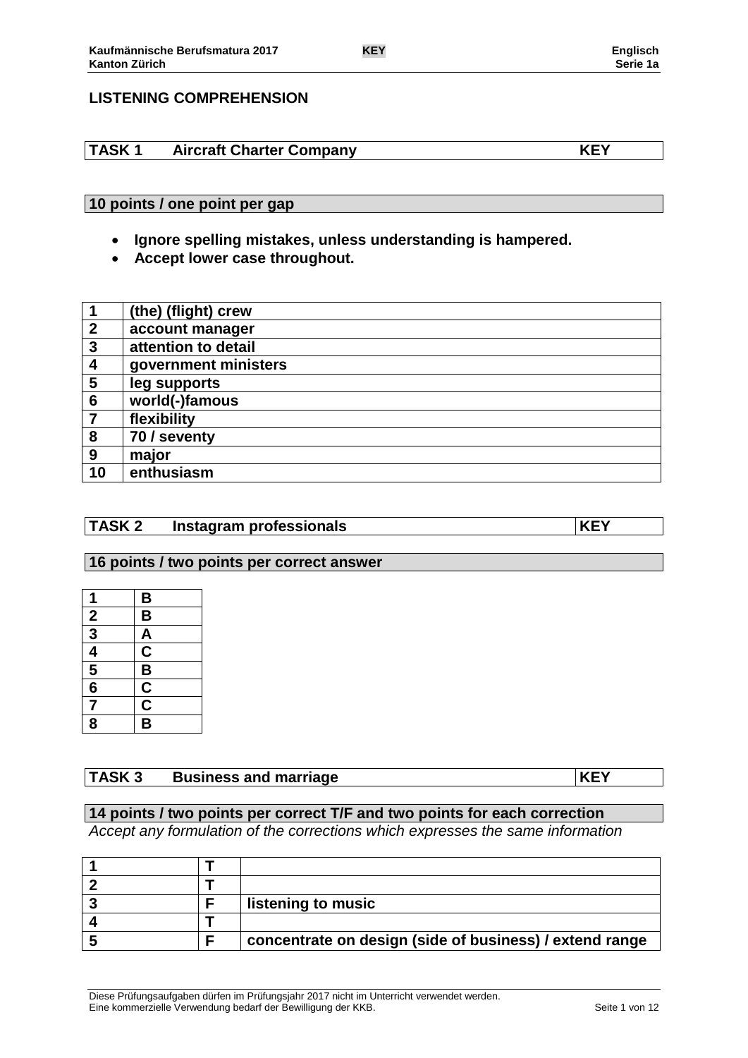# LISTENING COMPREHENSION

| TASK 1 | Aircraft Charter Company | KEY |
|---|---|---|

**10 points / one point per gap**

- **Ignore spelling mistakes, unless understanding is hampered.**
- **Accept lower case throughout.**

| | |
|---|---|
| **1** | **(the) (flight) crew** |
| **2** | **account manager** |
| **3** | **attention to detail** |
| **4** | **government ministers** |
| **5** | **leg supports** |
| **6** | **world(-)famous** |
| **7** | **flexibility** |
| **8** | **70 / seventy** |
| **9** | **major** |
| **10** | **enthusiasm** |

| TASK 2 | Instagram professionals | KEY |
|---|---|---|

**16 points / two points per correct answer**

| | |
|---|---|
| **1** | **B** |
| **2** | **B** |
| **3** | **A** |
| **4** | **C** |
| **5** | **B** |
| **6** | **C** |
| **7** | **C** |
| **8** | **B** |

| TASK 3 | Business and marriage | KEY |
|---|---|---|

**14 points / two points per correct T/F and two points for each correction**

*Accept any formulation of the corrections which expresses the same information*

| | | |
|---|---|---|
| **1** | **T** | |
| **2** | **T** | |
| **3** | **F** | **listening to music** |
| **4** | **T** | |
| **5** | **F** | **concentrate on design (side of business) / extend range** |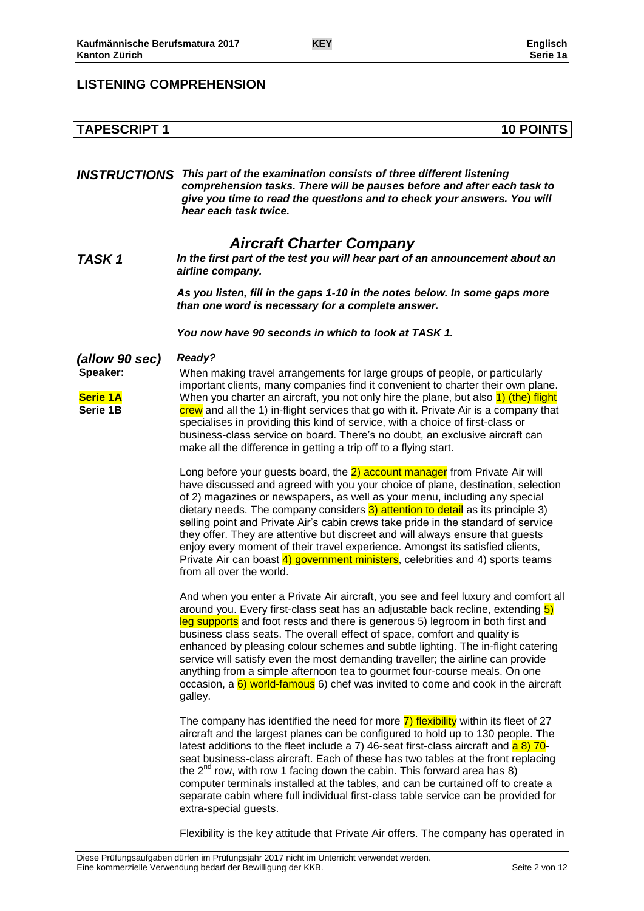## LISTENING COMPREHENSION

| TAPESCRIPT 1 | 10 POINTS |
|---|---|

***INSTRUCTIONS*** ***This part of the examination consists of three different listening comprehension tasks. There will be pauses before and after each task to give you time to read the questions and to check your answers. You will hear each task twice.***

### *Aircraft Charter Company*

***TASK 1*** ***In the first part of the test you will hear part of an announcement about an airline company.***

***As you listen, fill in the gaps 1-10 in the notes below. In some gaps more than one word is necessary for a complete answer.***

***You now have 90 seconds in which to look at TASK 1.***

***(allow 90 sec)*** ***Ready?***

**Speaker:**

**Serie 1A**
**Serie 1B**

When making travel arrangements for large groups of people, or particularly important clients, many companies find it convenient to charter their own plane. When you charter an aircraft, you not only hire the plane, but also 1) (the) flight crew and all the 1) in-flight services that go with it. Private Air is a company that specialises in providing this kind of service, with a choice of first-class or business-class service on board. There's no doubt, an exclusive aircraft can make all the difference in getting a trip off to a flying start.

Long before your guests board, the 2) account manager from Private Air will have discussed and agreed with you your choice of plane, destination, selection of 2) magazines or newspapers, as well as your menu, including any special dietary needs. The company considers 3) attention to detail as its principle 3) selling point and Private Air's cabin crews take pride in the standard of service they offer. They are attentive but discreet and will always ensure that guests enjoy every moment of their travel experience. Amongst its satisfied clients, Private Air can boast 4) government ministers, celebrities and 4) sports teams from all over the world.

And when you enter a Private Air aircraft, you see and feel luxury and comfort all around you. Every first-class seat has an adjustable back recline, extending 5) leg supports and foot rests and there is generous 5) legroom in both first and business class seats. The overall effect of space, comfort and quality is enhanced by pleasing colour schemes and subtle lighting. The in-flight catering service will satisfy even the most demanding traveller; the airline can provide anything from a simple afternoon tea to gourmet four-course meals. On one occasion, a 6) world-famous 6) chef was invited to come and cook in the aircraft galley.

The company has identified the need for more 7) flexibility within its fleet of 27 aircraft and the largest planes can be configured to hold up to 130 people. The latest additions to the fleet include a 7) 46-seat first-class aircraft and a 8) 70-seat business-class aircraft. Each of these has two tables at the front replacing the 2nd row, with row 1 facing down the cabin. This forward area has 8) computer terminals installed at the tables, and can be curtained off to create a separate cabin where full individual first-class table service can be provided for extra-special guests.

Flexibility is the key attitude that Private Air offers. The company has operated in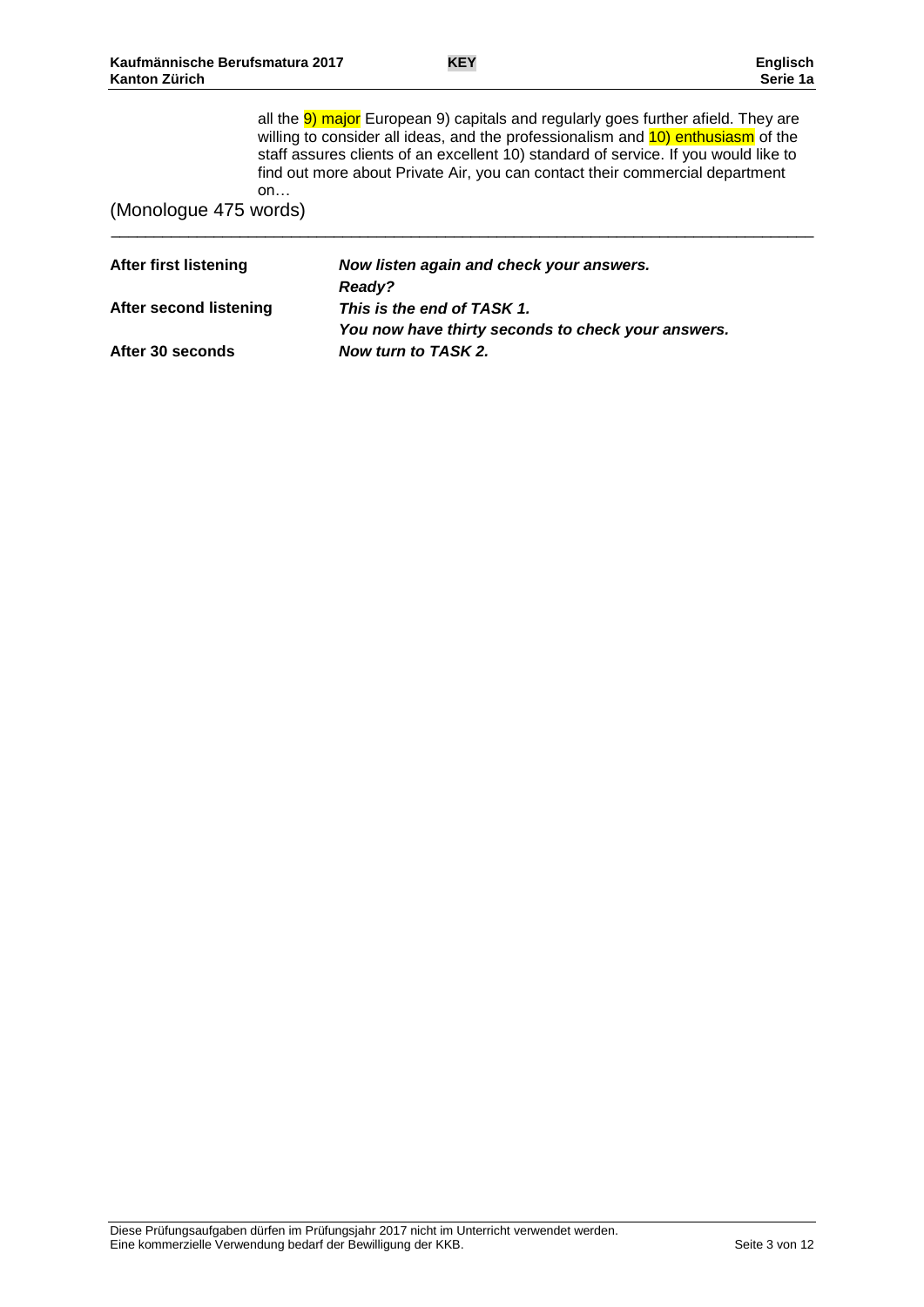all the 9) major European 9) capitals and regularly goes further afield. They are willing to consider all ideas, and the professionalism and 10) enthusiasm of the staff assures clients of an excellent 10) standard of service. If you would like to find out more about Private Air, you can contact their commercial department on…

(Monologue 475 words)

---

| | |
|---|---|
| **After first listening** | ***Now listen again and check your answers.*** |
| | ***Ready?*** |
| **After second listening** | ***This is the end of TASK 1.*** |
| | ***You now have thirty seconds to check your answers.*** |
| **After 30 seconds** | ***Now turn to TASK 2.*** |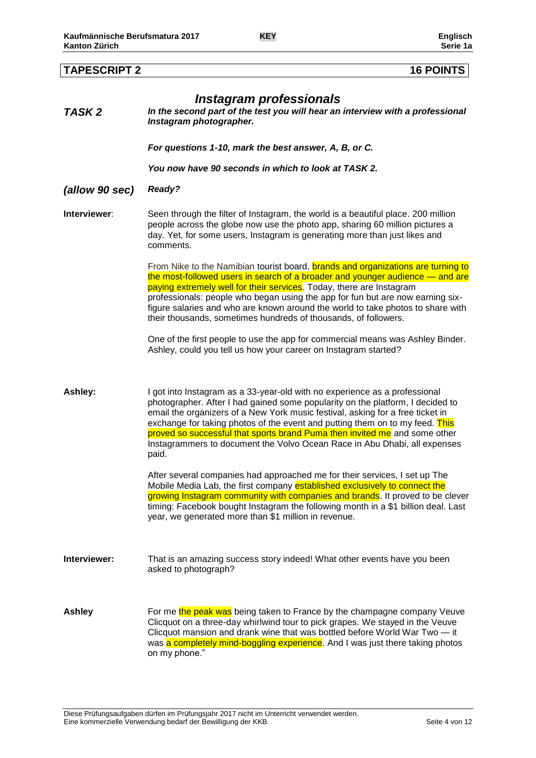## TAPESCRIPT 2 — 16 POINTS

# *Instagram professionals*

***TASK 2*** — ***In the second part of the test you will hear an interview with a professional Instagram photographer.***

***For questions 1-10, mark the best answer, A, B, or C.***

***You now have 90 seconds in which to look at TASK 2.***

***(allow 90 sec)*** ***Ready?***

**Interviewer**: Seen through the filter of Instagram, the world is a beautiful place. 200 million people across the globe now use the photo app, sharing 60 million pictures a day. Yet, for some users, Instagram is generating more than just likes and comments.

From Nike to the Namibian tourist board, brands and organizations are turning to the most-followed users in search of a broader and younger audience — and are paying extremely well for their services. Today, there are Instagram professionals: people who began using the app for fun but are now earning six-figure salaries and who are known around the world to take photos to share with their thousands, sometimes hundreds of thousands, of followers.

One of the first people to use the app for commercial means was Ashley Binder. Ashley, could you tell us how your career on Instagram started?

**Ashley:** I got into Instagram as a 33-year-old with no experience as a professional photographer. After I had gained some popularity on the platform, I decided to email the organizers of a New York music festival, asking for a free ticket in exchange for taking photos of the event and putting them on to my feed. This proved so successful that sports brand Puma then invited me and some other Instagrammers to document the Volvo Ocean Race in Abu Dhabi, all expenses paid.

After several companies had approached me for their services, I set up The Mobile Media Lab, the first company established exclusively to connect the growing Instagram community with companies and brands. It proved to be clever timing: Facebook bought Instagram the following month in a $1 billion deal. Last year, we generated more than $1 million in revenue.

**Interviewer:** That is an amazing success story indeed! What other events have you been asked to photograph?

**Ashley** For me the peak was being taken to France by the champagne company Veuve Clicquot on a three-day whirlwind tour to pick grapes. We stayed in the Veuve Clicquot mansion and drank wine that was bottled before World War Two — it was a completely mind-boggling experience. And I was just there taking photos on my phone."

Diese Prüfungsaufgaben dürfen im Prüfungsjahr 2017 nicht im Unterricht verwendet werden.
Eine kommerzielle Verwendung bedarf der Bewilligung der KKB.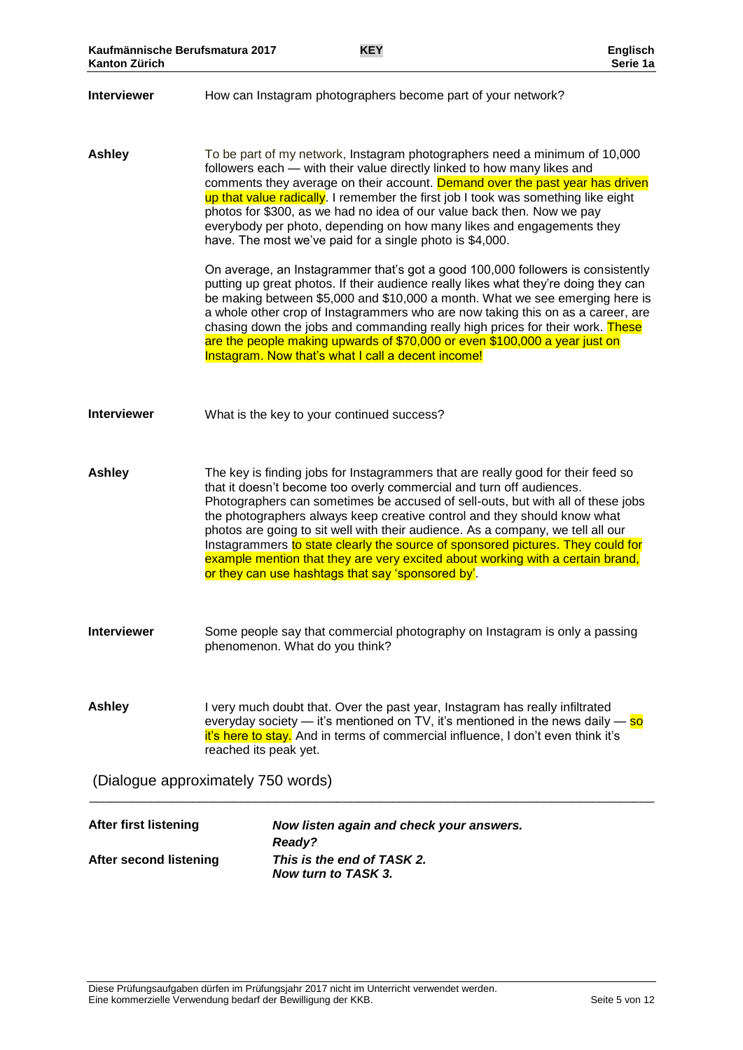**Interviewer** How can Instagram photographers become part of your network?

**Ashley** To be part of my network, Instagram photographers need a minimum of 10,000 followers each — with their value directly linked to how many likes and comments they average on their account. Demand over the past year has driven up that value radically. I remember the first job I took was something like eight photos for $300, as we had no idea of our value back then. Now we pay everybody per photo, depending on how many likes and engagements they have. The most we've paid for a single photo is $4,000.

On average, an Instagrammer that's got a good 100,000 followers is consistently putting up great photos. If their audience really likes what they're doing they can be making between $5,000 and $10,000 a month. What we see emerging here is a whole other crop of Instagrammers who are now taking this on as a career, are chasing down the jobs and commanding really high prices for their work. These are the people making upwards of $70,000 or even $100,000 a year just on Instagram. Now that's what I call a decent income!

**Interviewer** What is the key to your continued success?

**Ashley** The key is finding jobs for Instagrammers that are really good for their feed so that it doesn't become too overly commercial and turn off audiences. Photographers can sometimes be accused of sell-outs, but with all of these jobs the photographers always keep creative control and they should know what photos are going to sit well with their audience. As a company, we tell all our Instagrammers to state clearly the source of sponsored pictures. They could for example mention that they are very excited about working with a certain brand, or they can use hashtags that say 'sponsored by'.

**Interviewer** Some people say that commercial photography on Instagram is only a passing phenomenon. What do you think?

**Ashley** I very much doubt that. Over the past year, Instagram has really infiltrated everyday society — it's mentioned on TV, it's mentioned in the news daily — so it's here to stay. And in terms of commercial influence, I don't even think it's reached its peak yet.

(Dialogue approximately 750 words)

---

| | |
|---|---|
| **After first listening** | ***Now listen again and check your answers. Ready?*** |
| **After second listening** | ***This is the end of TASK 2. Now turn to TASK 3.*** |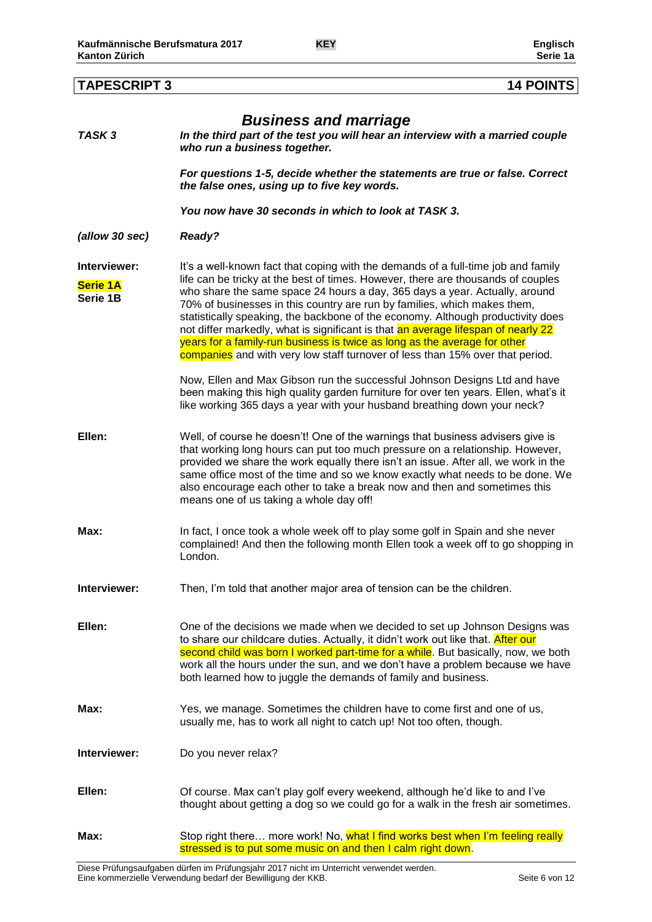## TAPESCRIPT 3 — 14 POINTS

# *Business and marriage*

***TASK 3*** — ***In the third part of the test you will hear an interview with a married couple who run a business together.***

***For questions 1-5, decide whether the statements are true or false. Correct the false ones, using up to five key words.***

***You now have 30 seconds in which to look at TASK 3.***

***(allow 30 sec)*** — ***Ready?***

**Interviewer:**
**Serie 1A**
**Serie 1B**

It's a well-known fact that coping with the demands of a full-time job and family life can be tricky at the best of times. However, there are thousands of couples who share the same space 24 hours a day, 365 days a year. Actually, around 70% of businesses in this country are run by families, which makes them, statistically speaking, the backbone of the economy. Although productivity does not differ markedly, what is significant is that an average lifespan of nearly 22 years for a family-run business is twice as long as the average for other companies and with very low staff turnover of less than 15% over that period.

Now, Ellen and Max Gibson run the successful Johnson Designs Ltd and have been making this high quality garden furniture for over ten years. Ellen, what's it like working 365 days a year with your husband breathing down your neck?

**Ellen:** Well, of course he doesn't! One of the warnings that business advisers give is that working long hours can put too much pressure on a relationship. However, provided we share the work equally there isn't an issue. After all, we work in the same office most of the time and so we know exactly what needs to be done. We also encourage each other to take a break now and then and sometimes this means one of us taking a whole day off!

**Max:** In fact, I once took a whole week off to play some golf in Spain and she never complained! And then the following month Ellen took a week off to go shopping in London.

**Interviewer:** Then, I'm told that another major area of tension can be the children.

**Ellen:** One of the decisions we made when we decided to set up Johnson Designs was to share our childcare duties. Actually, it didn't work out like that. After our second child was born I worked part-time for a while. But basically, now, we both work all the hours under the sun, and we don't have a problem because we have both learned how to juggle the demands of family and business.

**Max:** Yes, we manage. Sometimes the children have to come first and one of us, usually me, has to work all night to catch up! Not too often, though.

**Interviewer:** Do you never relax?

**Ellen:** Of course. Max can't play golf every weekend, although he'd like to and I've thought about getting a dog so we could go for a walk in the fresh air sometimes.

**Max:** Stop right there… more work! No, what I find works best when I'm feeling really stressed is to put some music on and then I calm right down.

Diese Prüfungsaufgaben dürfen im Prüfungsjahr 2017 nicht im Unterricht verwendet werden.
Eine kommerzielle Verwendung bedarf der Bewilligung der KKB.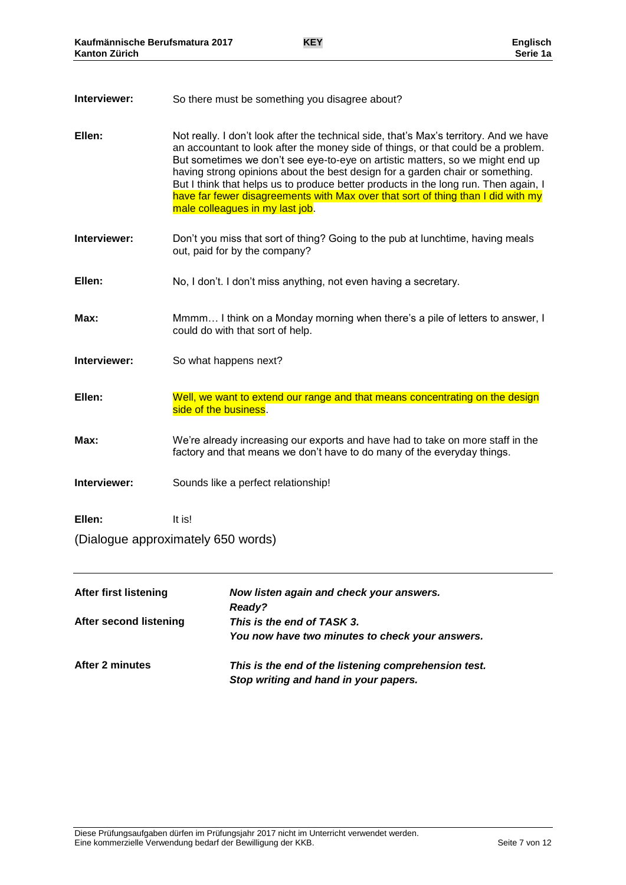**Interviewer:** So there must be something you disagree about?

**Ellen:** Not really. I don't look after the technical side, that's Max's territory. And we have an accountant to look after the money side of things, or that could be a problem. But sometimes we don't see eye-to-eye on artistic matters, so we might end up having strong opinions about the best design for a garden chair or something. But I think that helps us to produce better products in the long run. Then again, I have far fewer disagreements with Max over that sort of thing than I did with my male colleagues in my last job.

**Interviewer:** Don't you miss that sort of thing? Going to the pub at lunchtime, having meals out, paid for by the company?

**Ellen:** No, I don't. I don't miss anything, not even having a secretary.

**Max:** Mmmm… I think on a Monday morning when there's a pile of letters to answer, I could do with that sort of help.

**Interviewer:** So what happens next?

**Ellen:** Well, we want to extend our range and that means concentrating on the design side of the business.

**Max:** We're already increasing our exports and have had to take on more staff in the factory and that means we don't have to do many of the everyday things.

**Interviewer:** Sounds like a perfect relationship!

**Ellen:** It is!

(Dialogue approximately 650 words)

---

| | |
|---|---|
| **After first listening** | ***Now listen again and check your answers.*** ***Ready?*** |
| **After second listening** | ***This is the end of TASK 3.*** ***You now have two minutes to check your answers.*** |
| **After 2 minutes** | ***This is the end of the listening comprehension test.*** ***Stop writing and hand in your papers.*** |

Diese Prüfungsaufgaben dürfen im Prüfungsjahr 2017 nicht im Unterricht verwendet werden.
Eine kommerzielle Verwendung bedarf der Bewilligung der KKB.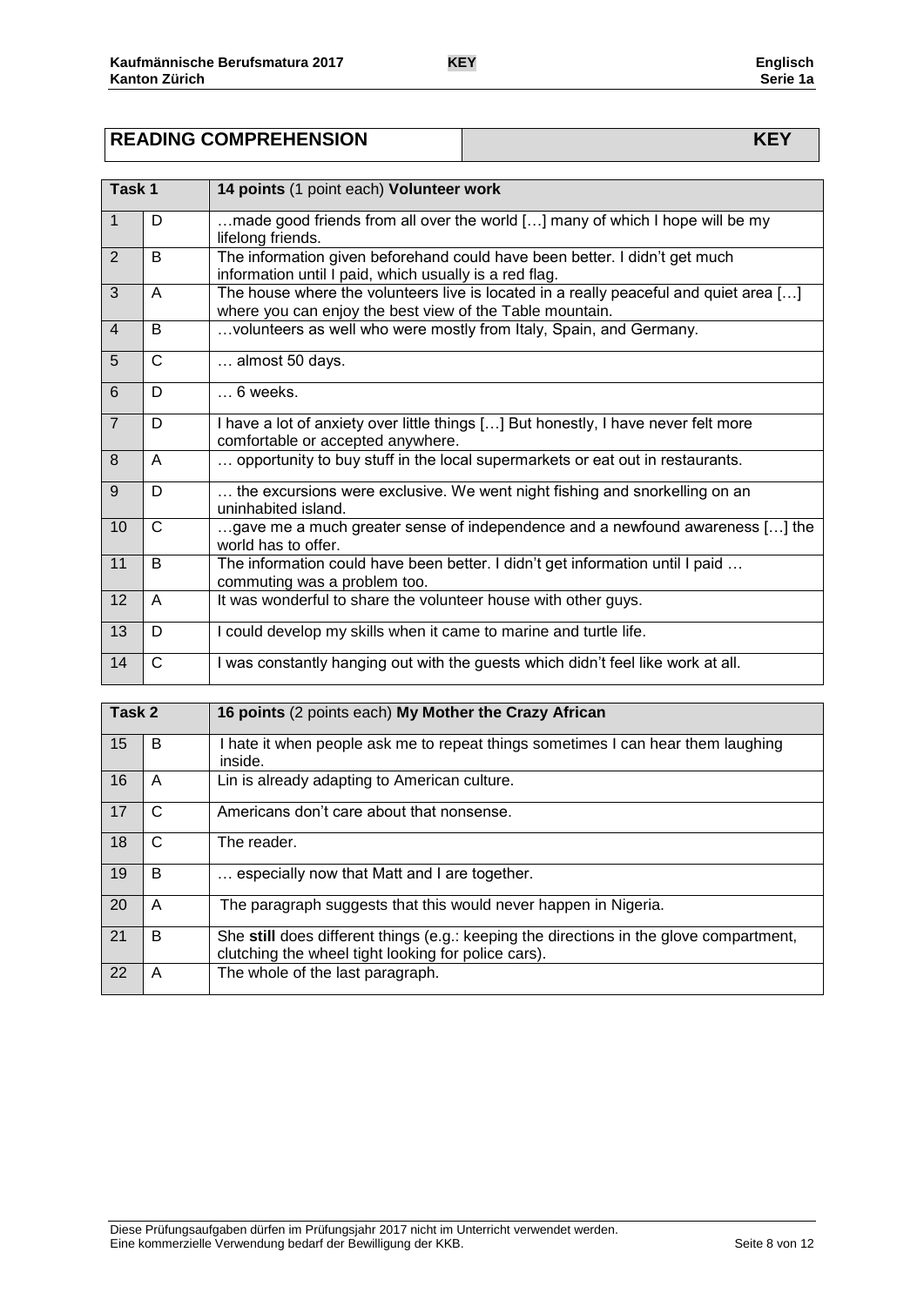## READING COMPREHENSION — KEY

| Task 1 | | 14 points (1 point each) **Volunteer work** |
|---|---|---|
| 1 | D | …made good friends from all over the world […] many of which I hope will be my lifelong friends. |
| 2 | B | The information given beforehand could have been better. I didn't get much information until I paid, which usually is a red flag. |
| 3 | A | The house where the volunteers live is located in a really peaceful and quiet area […] where you can enjoy the best view of the Table mountain. |
| 4 | B | …volunteers as well who were mostly from Italy, Spain, and Germany. |
| 5 | C | … almost 50 days. |
| 6 | D | … 6 weeks. |
| 7 | D | I have a lot of anxiety over little things […] But honestly, I have never felt more comfortable or accepted anywhere. |
| 8 | A | … opportunity to buy stuff in the local supermarkets or eat out in restaurants. |
| 9 | D | … the excursions were exclusive. We went night fishing and snorkelling on an uninhabited island. |
| 10 | C | …gave me a much greater sense of independence and a newfound awareness […] the world has to offer. |
| 11 | B | The information could have been better. I didn't get information until I paid … commuting was a problem too. |
| 12 | A | It was wonderful to share the volunteer house with other guys. |
| 13 | D | I could develop my skills when it came to marine and turtle life. |
| 14 | C | I was constantly hanging out with the guests which didn't feel like work at all. |

| Task 2 | | 16 points (2 points each) **My Mother the Crazy African** |
|---|---|---|
| 15 | B | I hate it when people ask me to repeat things sometimes I can hear them laughing inside. |
| 16 | A | Lin is already adapting to American culture. |
| 17 | C | Americans don't care about that nonsense. |
| 18 | C | The reader. |
| 19 | B | … especially now that Matt and I are together. |
| 20 | A | The paragraph suggests that this would never happen in Nigeria. |
| 21 | B | She **still** does different things (e.g.: keeping the directions in the glove compartment, clutching the wheel tight looking for police cars). |
| 22 | A | The whole of the last paragraph. |

Diese Prüfungsaufgaben dürfen im Prüfungsjahr 2017 nicht im Unterricht verwendet werden.
Eine kommerzielle Verwendung bedarf der Bewilligung der KKB.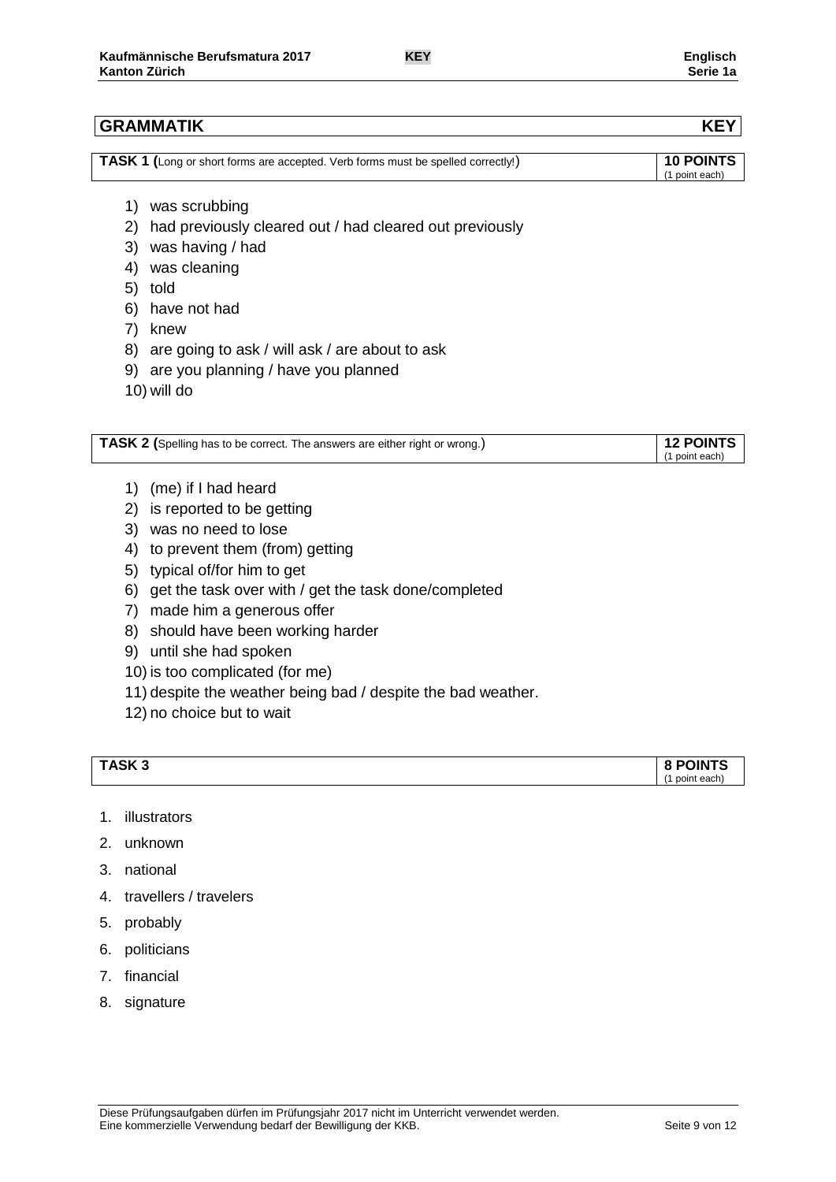## GRAMMATIK — KEY

**TASK 1 (**Long or short forms are accepted. Verb forms must be spelled correctly!**)** — **10 POINTS** (1 point each)

1) was scrubbing
2) had previously cleared out / had cleared out previously
3) was having / had
4) was cleaning
5) told
6) have not had
7) knew
8) are going to ask / will ask / are about to ask
9) are you planning / have you planned
10) will do

**TASK 2 (**Spelling has to be correct. The answers are either right or wrong.**)** — **12 POINTS** (1 point each)

1) (me) if I had heard
2) is reported to be getting
3) was no need to lose
4) to prevent them (from) getting
5) typical of/for him to get
6) get the task over with / get the task done/completed
7) made him a generous offer
8) should have been working harder
9) until she had spoken
10) is too complicated (for me)
11) despite the weather being bad / despite the bad weather.
12) no choice but to wait

**TASK 3** — **8 POINTS** (1 point each)

1. illustrators
2. unknown
3. national
4. travellers / travelers
5. probably
6. politicians
7. financial
8. signature

Diese Prüfungsaufgaben dürfen im Prüfungsjahr 2017 nicht im Unterricht verwendet werden.
Eine kommerzielle Verwendung bedarf der Bewilligung der KKB.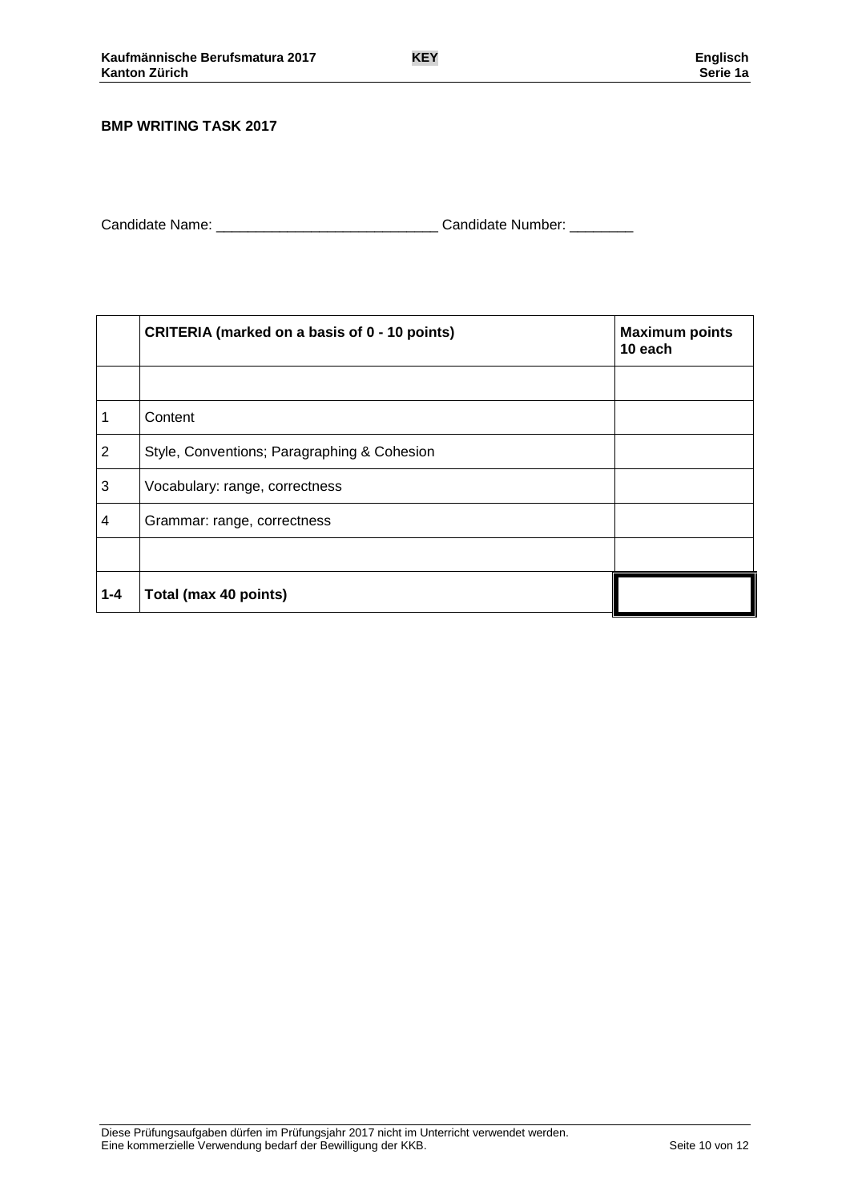**BMP WRITING TASK 2017**

Candidate Name: ___________________________ Candidate Number: ________

| | CRITERIA (marked on a basis of 0 - 10 points) | Maximum points 10 each |
|---|---|---|
| | | |
| 1 | Content | |
| 2 | Style, Conventions; Paragraphing & Cohesion | |
| 3 | Vocabulary: range, correctness | |
| 4 | Grammar: range, correctness | |
| | | |
| **1-4** | **Total (max 40 points)** | |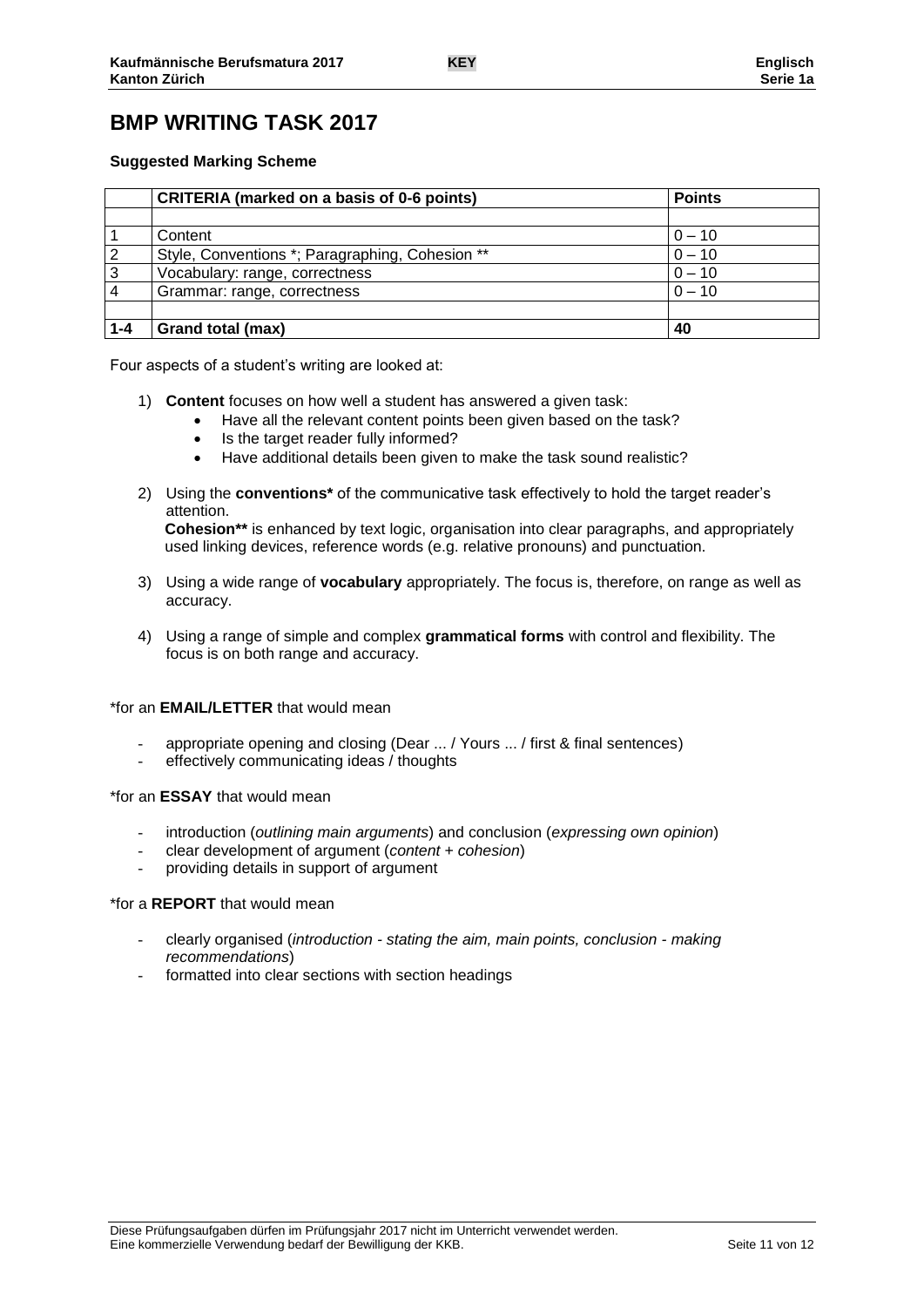# BMP WRITING TASK 2017

**Suggested Marking Scheme**

| | CRITERIA (marked on a basis of 0-6 points) | Points |
|---|---|---|
| | | |
| 1 | Content | 0 – 10 |
| 2 | Style, Conventions *; Paragraphing, Cohesion ** | 0 – 10 |
| 3 | Vocabulary: range, correctness | 0 – 10 |
| 4 | Grammar: range, correctness | 0 – 10 |
| | | |
| **1-4** | **Grand total (max)** | **40** |

Four aspects of a student's writing are looked at:

1) **Content** focuses on how well a student has answered a given task:
   - Have all the relevant content points been given based on the task?
   - Is the target reader fully informed?
   - Have additional details been given to make the task sound realistic?

2) Using the **conventions*** of the communicative task effectively to hold the target reader's attention.
   **Cohesion**** is enhanced by text logic, organisation into clear paragraphs, and appropriately used linking devices, reference words (e.g. relative pronouns) and punctuation.

3) Using a wide range of **vocabulary** appropriately. The focus is, therefore, on range as well as accuracy.

4) Using a range of simple and complex **grammatical forms** with control and flexibility. The focus is on both range and accuracy.

*for an **EMAIL/LETTER** that would mean

- appropriate opening and closing (Dear ... / Yours ... / first & final sentences)
- effectively communicating ideas / thoughts

*for an **ESSAY** that would mean

- introduction (*outlining main arguments*) and conclusion (*expressing own opinion*)
- clear development of argument (*content* + *cohesion*)
- providing details in support of argument

*for a **REPORT** that would mean

- clearly organised (*introduction - stating the aim, main points, conclusion - making recommendations*)
- formatted into clear sections with section headings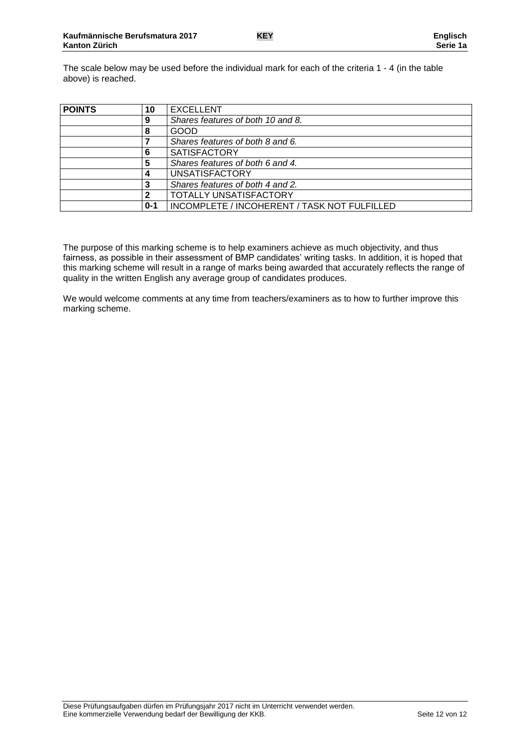The scale below may be used before the individual mark for each of the criteria 1 - 4 (in the table above) is reached.

| **POINTS** | **10** | EXCELLENT |
|---|---|---|
| | **9** | *Shares features of both 10 and 8.* |
| | **8** | GOOD |
| | **7** | *Shares features of both 8 and 6.* |
| | **6** | SATISFACTORY |
| | **5** | *Shares features of both 6 and 4.* |
| | **4** | UNSATISFACTORY |
| | **3** | *Shares features of both 4 and 2.* |
| | **2** | TOTALLY UNSATISFACTORY |
| | **0-1** | INCOMPLETE / INCOHERENT / TASK NOT FULFILLED |

The purpose of this marking scheme is to help examiners achieve as much objectivity, and thus fairness, as possible in their assessment of BMP candidates' writing tasks. In addition, it is hoped that this marking scheme will result in a range of marks being awarded that accurately reflects the range of quality in the written English any average group of candidates produces.

We would welcome comments at any time from teachers/examiners as to how to further improve this marking scheme.